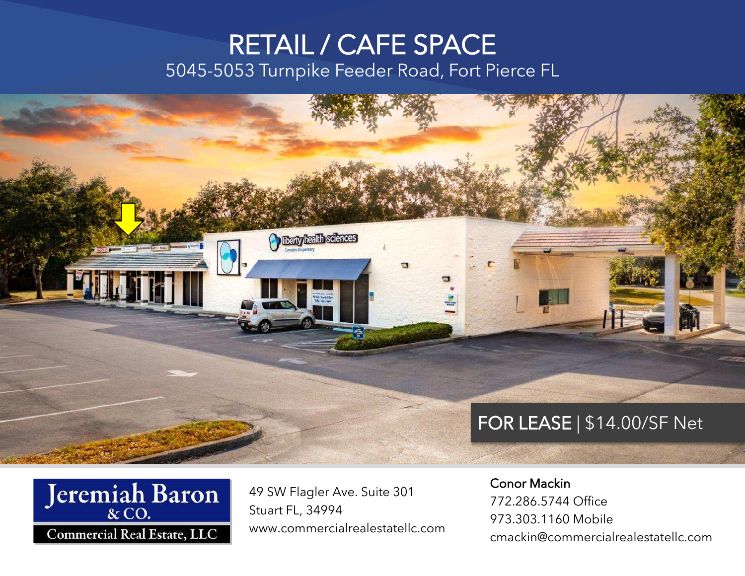# RETAIL / CAFE SPACE

5045-5053 Turnpike Feeder Road, Fort Pierce FL

**FOR LEASE** | $14.00/SF Net

Jeremiah Baron & CO.
Commercial Real Estate, LLC

49 SW Flagler Ave. Suite 301
Stuart FL, 34994
www.commercialrealestatellc.com

Conor Mackin
772.286.5744 Office
973.303.1160 Mobile
cmackin@commercialrealestatellc.com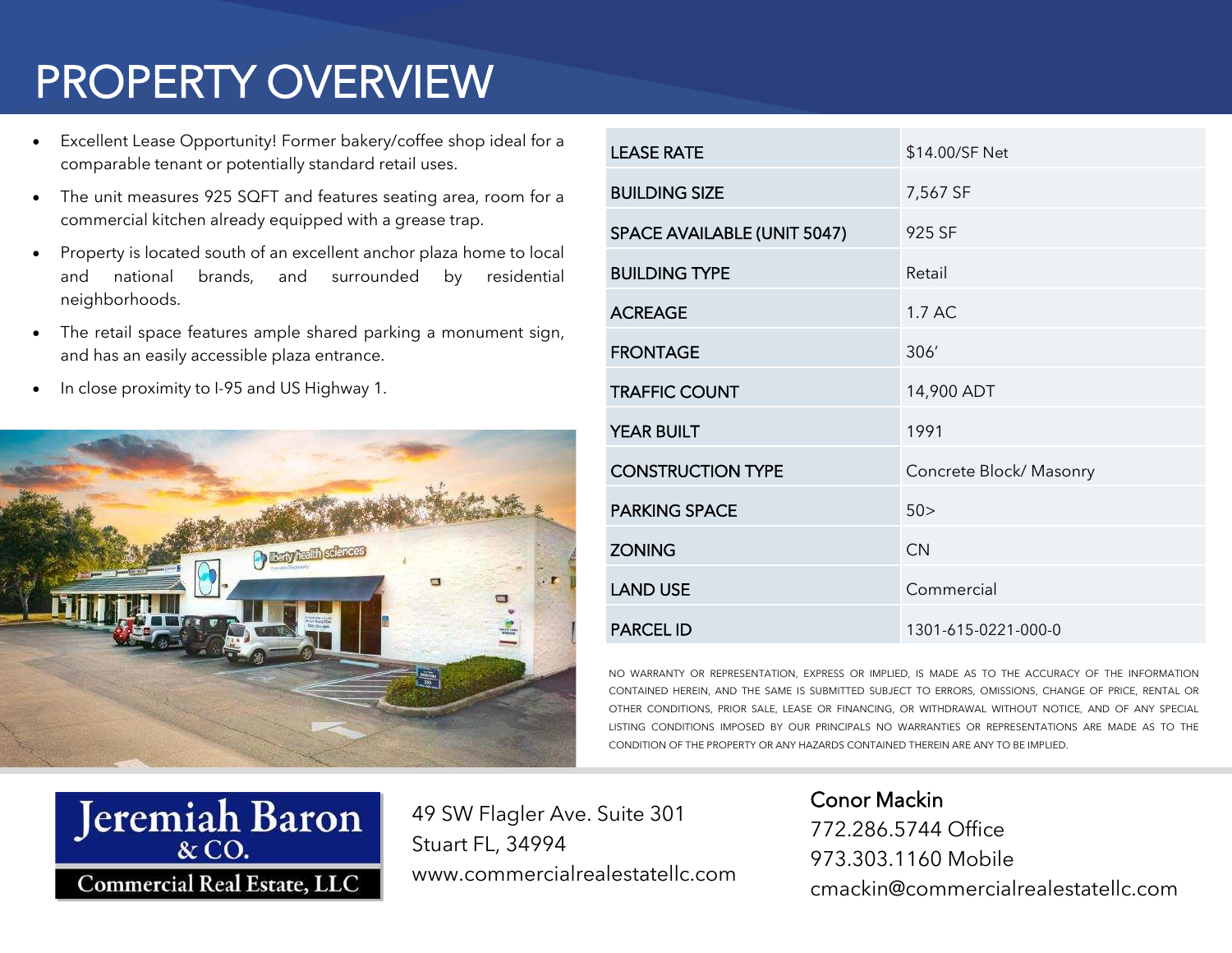# PROPERTY OVERVIEW

- Excellent Lease Opportunity! Former bakery/coffee shop ideal for a comparable tenant or potentially standard retail uses.
- The unit measures 925 SQFT and features seating area, room for a commercial kitchen already equipped with a grease trap.
- Property is located south of an excellent anchor plaza home to local and national brands, and surrounded by residential neighborhoods.
- The retail space features ample shared parking a monument sign, and has an easily accessible plaza entrance.
- In close proximity to I-95 and US Highway 1.

| | |
|---|---|
| LEASE RATE | $14.00/SF Net |
| BUILDING SIZE | 7,567 SF |
| SPACE AVAILABLE (UNIT 5047) | 925 SF |
| BUILDING TYPE | Retail |
| ACREAGE | 1.7 AC |
| FRONTAGE | 306’ |
| TRAFFIC COUNT | 14,900 ADT |
| YEAR BUILT | 1991 |
| CONSTRUCTION TYPE | Concrete Block/ Masonry |
| PARKING SPACE | 50> |
| ZONING | CN |
| LAND USE | Commercial |
| PARCEL ID | 1301-615-0221-000-0 |

NO WARRANTY OR REPRESENTATION, EXPRESS OR IMPLIED, IS MADE AS TO THE ACCURACY OF THE INFORMATION CONTAINED HEREIN, AND THE SAME IS SUBMITTED SUBJECT TO ERRORS, OMISSIONS, CHANGE OF PRICE, RENTAL OR OTHER CONDITIONS, PRIOR SALE, LEASE OR FINANCING, OR WITHDRAWAL WITHOUT NOTICE, AND OF ANY SPECIAL LISTING CONDITIONS IMPOSED BY OUR PRINCIPALS NO WARRANTIES OR REPRESENTATIONS ARE MADE AS TO THE CONDITION OF THE PROPERTY OR ANY HAZARDS CONTAINED THEREIN ARE ANY TO BE IMPLIED.

Jeremiah Baron & CO.
Commercial Real Estate, LLC

49 SW Flagler Ave. Suite 301
Stuart FL, 34994
www.commercialrealestatellc.com

Conor Mackin
772.286.5744 Office
973.303.1160 Mobile
cmackin@commercialrealestatellc.com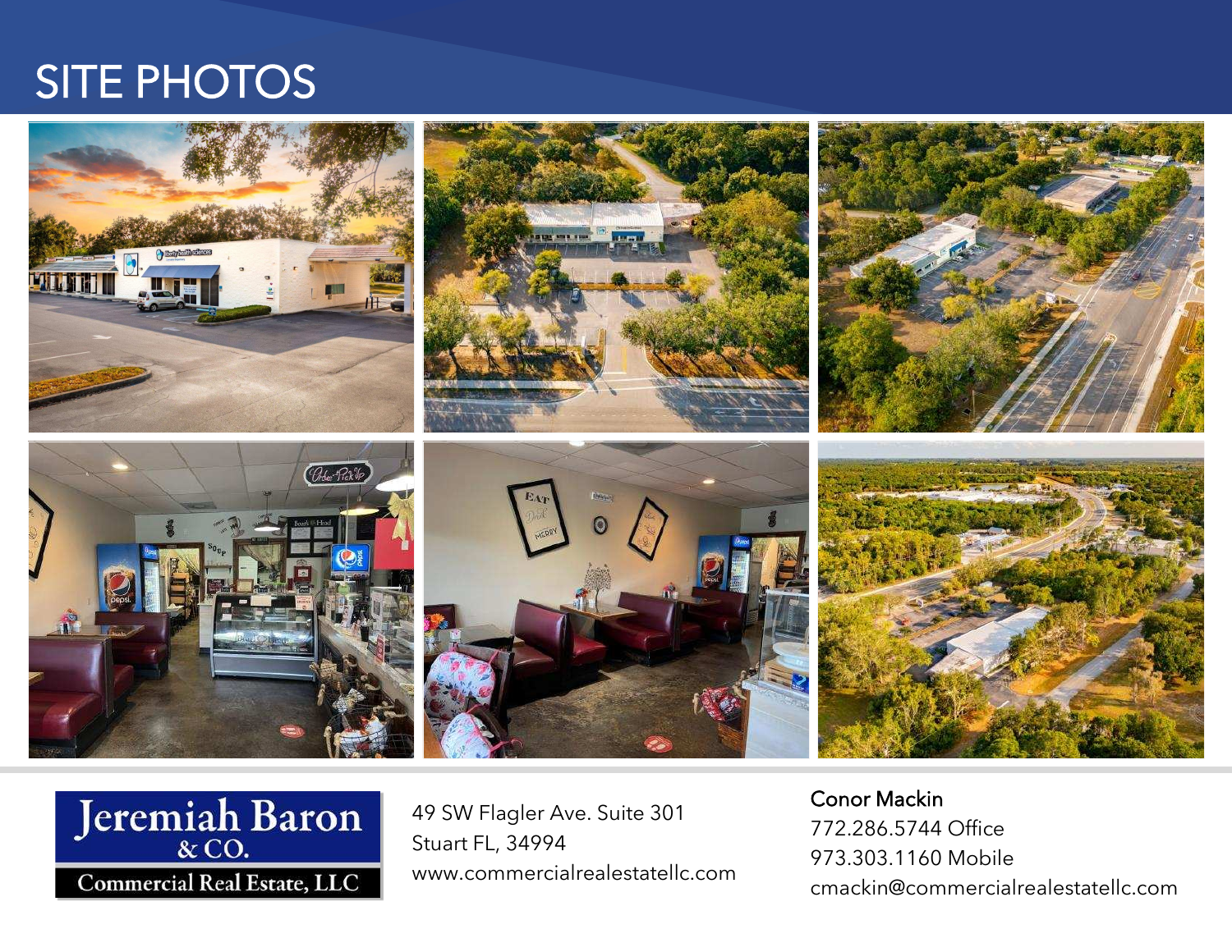# SITE PHOTOS

Jeremiah Baron & CO.
Commercial Real Estate, LLC

49 SW Flagler Ave. Suite 301
Stuart FL, 34994
www.commercialrealestatellc.com

Conor Mackin
772.286.5744 Office
973.303.1160 Mobile
cmackin@commercialrealestatellc.com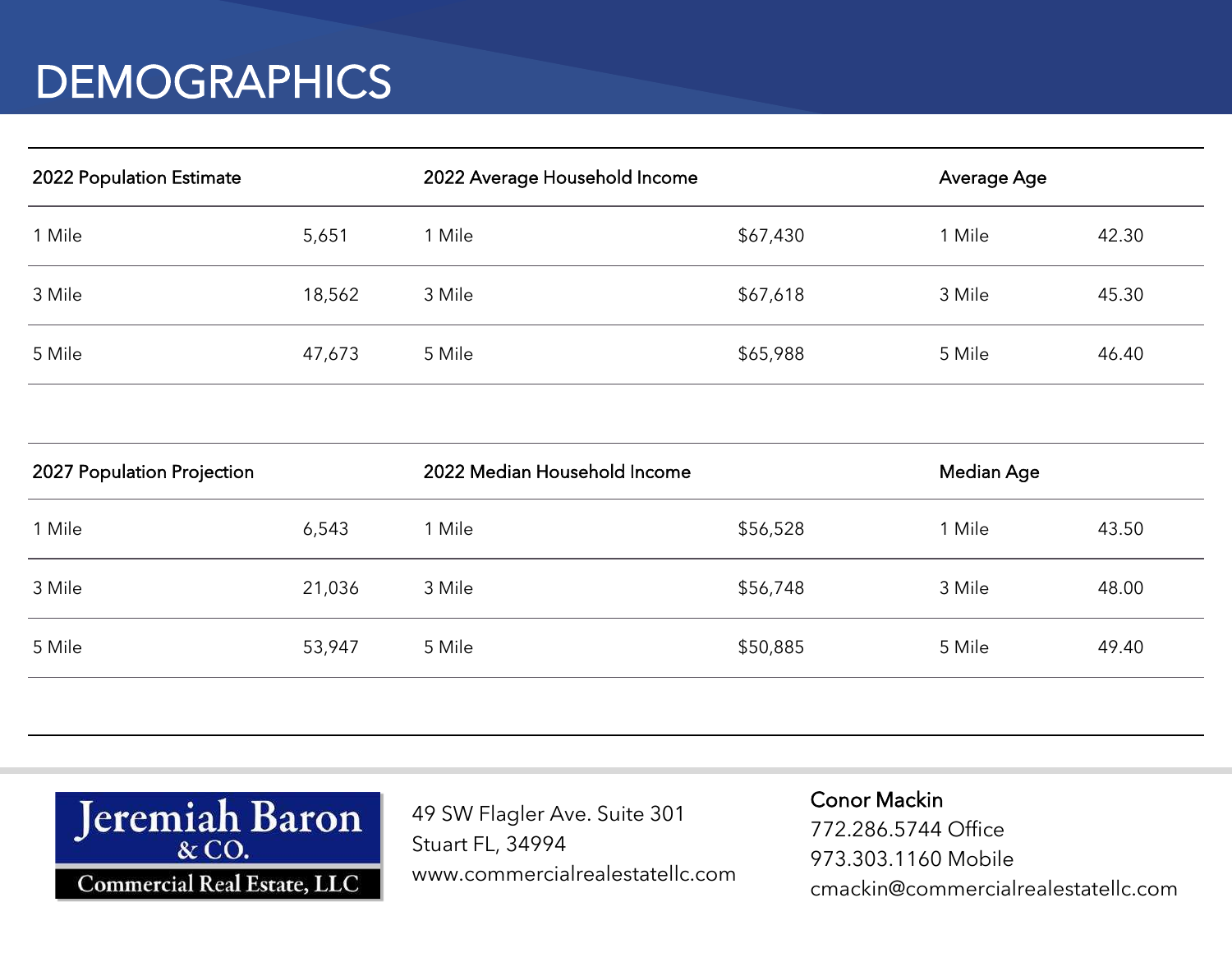# DEMOGRAPHICS

| 2022 Population Estimate | | 2022 Average Household Income | | Average Age | |
|---|---|---|---|---|---|
| 1 Mile | 5,651 | 1 Mile | $67,430 | 1 Mile | 42.30 |
| 3 Mile | 18,562 | 3 Mile | $67,618 | 3 Mile | 45.30 |
| 5 Mile | 47,673 | 5 Mile | $65,988 | 5 Mile | 46.40 |

| 2027 Population Projection | | 2022 Median Household Income | | Median Age | |
|---|---|---|---|---|---|
| 1 Mile | 6,543 | 1 Mile | $56,528 | 1 Mile | 43.50 |
| 3 Mile | 21,036 | 3 Mile | $56,748 | 3 Mile | 48.00 |
| 5 Mile | 53,947 | 5 Mile | $50,885 | 5 Mile | 49.40 |

Jeremiah Baron & CO.
Commercial Real Estate, LLC

49 SW Flagler Ave. Suite 301
Stuart FL, 34994
www.commercialrealestatellc.com

**Conor Mackin**
772.286.5744 Office
973.303.1160 Mobile
cmackin@commercialrealestatellc.com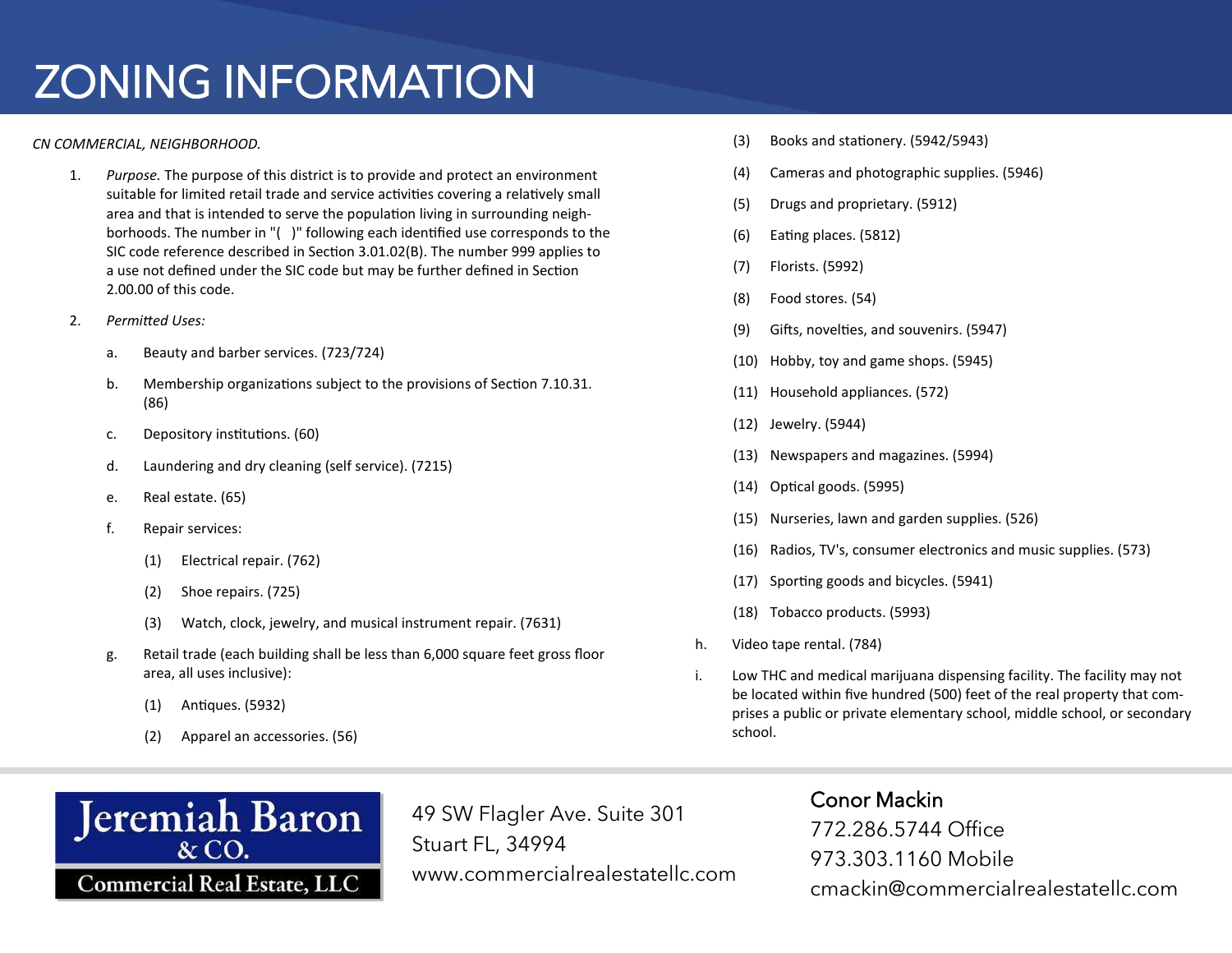# ZONING INFORMATION

*CN COMMERCIAL, NEIGHBORHOOD.*

1. *Purpose.* The purpose of this district is to provide and protect an environment suitable for limited retail trade and service activities covering a relatively small area and that is intended to serve the population living in surrounding neighborhoods. The number in "( )" following each identified use corresponds to the SIC code reference described in Section 3.01.02(B). The number 999 applies to a use not defined under the SIC code but may be further defined in Section 2.00.00 of this code.

2. *Permitted Uses:*

   a. Beauty and barber services. (723/724)

   b. Membership organizations subject to the provisions of Section 7.10.31. (86)

   c. Depository institutions. (60)

   d. Laundering and dry cleaning (self service). (7215)

   e. Real estate. (65)

   f. Repair services:

      (1) Electrical repair. (762)

      (2) Shoe repairs. (725)

      (3) Watch, clock, jewelry, and musical instrument repair. (7631)

   g. Retail trade (each building shall be less than 6,000 square feet gross floor area, all uses inclusive):

      (1) Antiques. (5932)

      (2) Apparel an accessories. (56)

      (3) Books and stationery. (5942/5943)

      (4) Cameras and photographic supplies. (5946)

      (5) Drugs and proprietary. (5912)

      (6) Eating places. (5812)

      (7) Florists. (5992)

      (8) Food stores. (54)

      (9) Gifts, novelties, and souvenirs. (5947)

      (10) Hobby, toy and game shops. (5945)

      (11) Household appliances. (572)

      (12) Jewelry. (5944)

      (13) Newspapers and magazines. (5994)

      (14) Optical goods. (5995)

      (15) Nurseries, lawn and garden supplies. (526)

      (16) Radios, TV's, consumer electronics and music supplies. (573)

      (17) Sporting goods and bicycles. (5941)

      (18) Tobacco products. (5993)

   h. Video tape rental. (784)

   i. Low THC and medical marijuana dispensing facility. The facility may not be located within five hundred (500) feet of the real property that comprises a public or private elementary school, middle school, or secondary school.

Jeremiah Baron & CO. Commercial Real Estate, LLC

49 SW Flagler Ave. Suite 301
Stuart FL, 34994
www.commercialrealestatellc.com

Conor Mackin
772.286.5744 Office
973.303.1160 Mobile
cmackin@commercialrealestatellc.com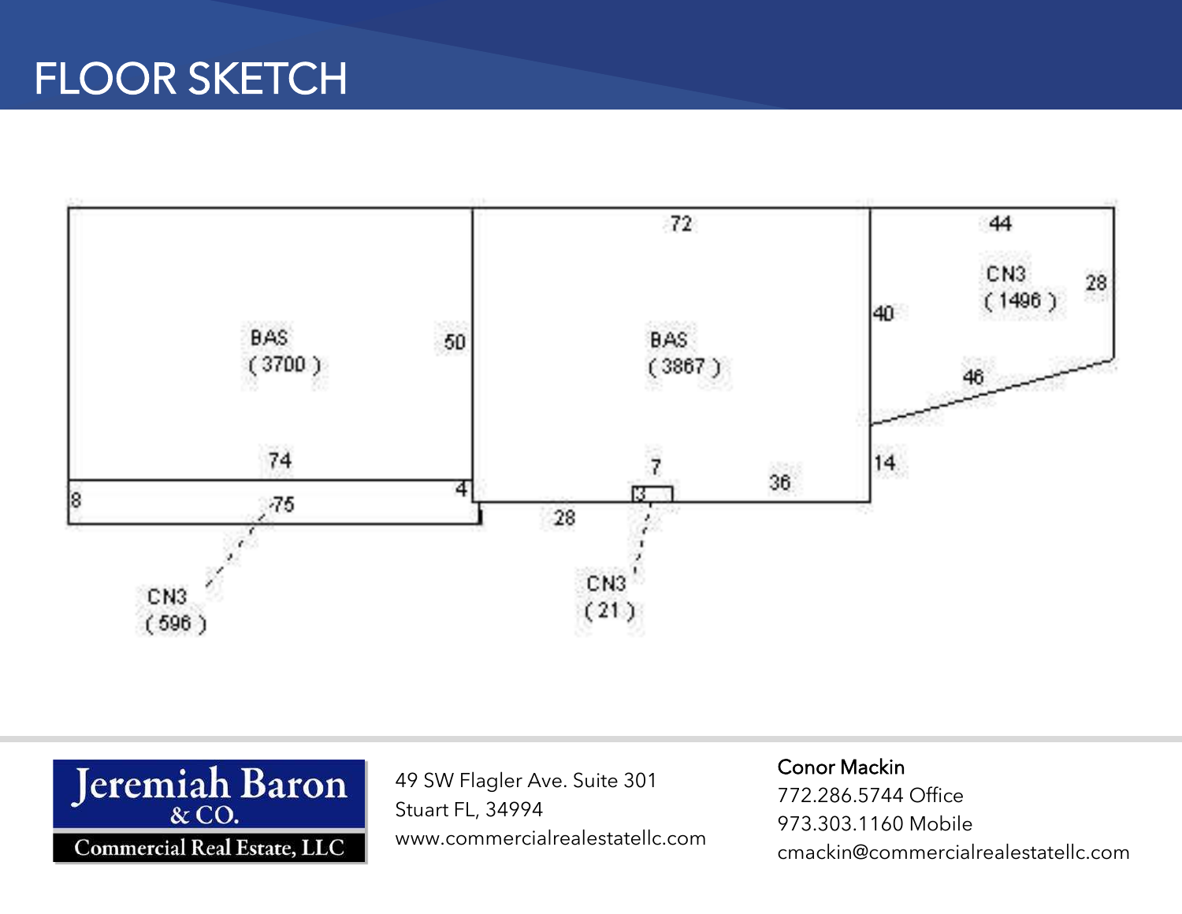# FLOOR SKETCH

BAS (3700)

BAS (3867)

CN3 (1496)

CN3 (596)

CN3 (21)

72 · 44 · 50 · 40 · 28 · 46 · 74 · 14 · 7 · 36 · 8 · 75 · 4 · 28 · 3

49 SW Flagler Ave. Suite 301
Stuart FL, 34994
www.commercialrealestatellc.com

**Conor Mackin**
772.286.5744 Office
973.303.1160 Mobile
cmackin@commercialrealestatellc.com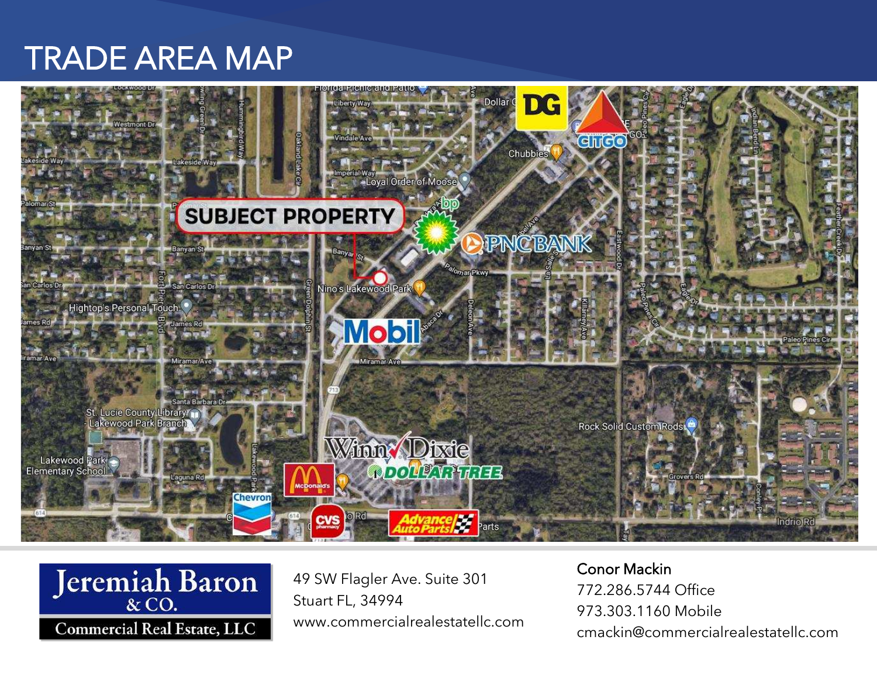# TRADE AREA MAP

SUBJECT PROPERTY

Jeremiah Baron & CO.
Commercial Real Estate, LLC

49 SW Flagler Ave. Suite 301
Stuart FL, 34994
www.commercialrealestatellc.com

Conor Mackin
772.286.5744 Office
973.303.1160 Mobile
cmackin@commercialrealestatellc.com